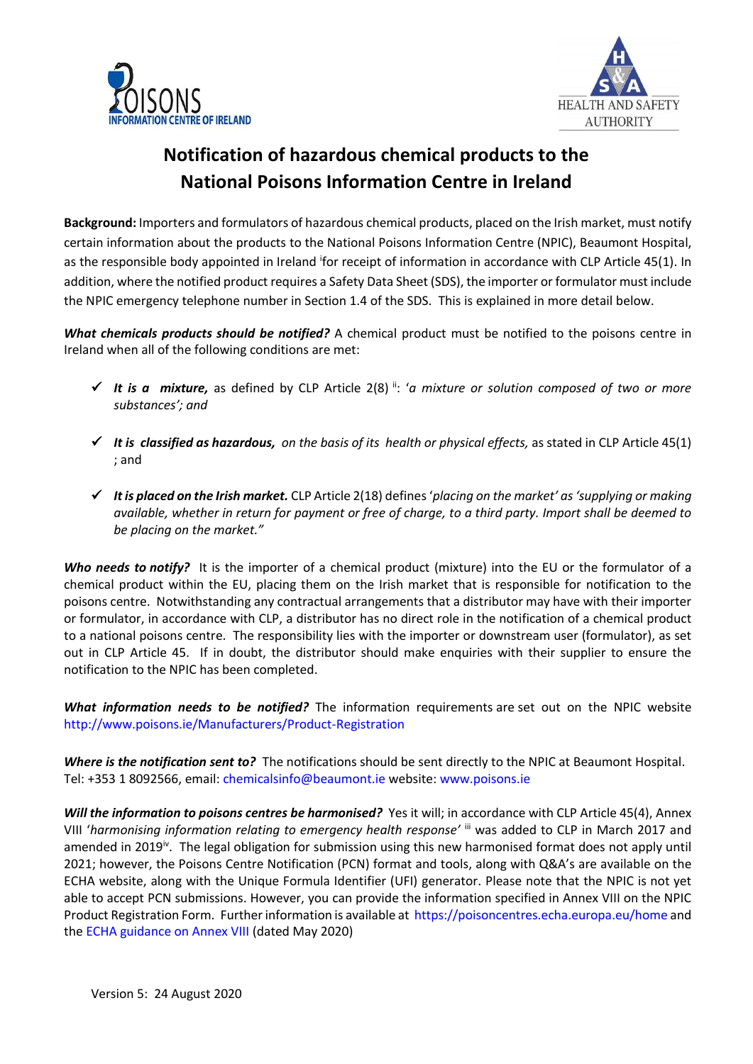# Notification of hazardous chemical products to the National Poisons Information Centre in Ireland

**Background:** Importers and formulators of hazardous chemical products, placed on the Irish market, must notify certain information about the products to the National Poisons Information Centre (NPIC), Beaumont Hospital, as the responsible body appointed in Ireland [i]for receipt of information in accordance with CLP Article 45(1). In addition, where the notified product requires a Safety Data Sheet (SDS), the importer or formulator must include the NPIC emergency telephone number in Section 1.4 of the SDS. This is explained in more detail below.

***What chemicals products should be notified?*** A chemical product must be notified to the poisons centre in Ireland when all of the following conditions are met:

- ✓ ***It is a mixture,*** as defined by CLP Article 2(8) [ii]: '*a mixture or solution composed of two or more substances'; and*
- ✓ ***It is classified as hazardous,*** *on the basis of its health or physical effects,* as stated in CLP Article 45(1) ; and
- ✓ ***It is placed on the Irish market.*** CLP Article 2(18) defines '*placing on the market' as 'supplying or making available, whether in return for payment or free of charge, to a third party. Import shall be deemed to be placing on the market."*

***Who needs to notify?*** It is the importer of a chemical product (mixture) into the EU or the formulator of a chemical product within the EU, placing them on the Irish market that is responsible for notification to the poisons centre. Notwithstanding any contractual arrangements that a distributor may have with their importer or formulator, in accordance with CLP, a distributor has no direct role in the notification of a chemical product to a national poisons centre. The responsibility lies with the importer or downstream user (formulator), as set out in CLP Article 45. If in doubt, the distributor should make enquiries with their supplier to ensure the notification to the NPIC has been completed.

***What information needs to be notified?*** The information requirements are set out on the NPIC website http://www.poisons.ie/Manufacturers/Product-Registration

***Where is the notification sent to?*** The notifications should be sent directly to the NPIC at Beaumont Hospital. Tel: +353 1 8092566, email: chemicalsinfo@beaumont.ie website: www.poisons.ie

***Will the information to poisons centres be harmonised?*** Yes it will; in accordance with CLP Article 45(4), Annex VIII '*harmonising information relating to emergency health response'* [iii] was added to CLP in March 2017 and amended in 2019[iv]. The legal obligation for submission using this new harmonised format does not apply until 2021; however, the Poisons Centre Notification (PCN) format and tools, along with Q&A's are available on the ECHA website, along with the Unique Formula Identifier (UFI) generator. Please note that the NPIC is not yet able to accept PCN submissions. However, you can provide the information specified in Annex VIII on the NPIC Product Registration Form. Further information is available at https://poisoncentres.echa.europa.eu/home and the ECHA guidance on Annex VIII (dated May 2020)

Version 5: 24 August 2020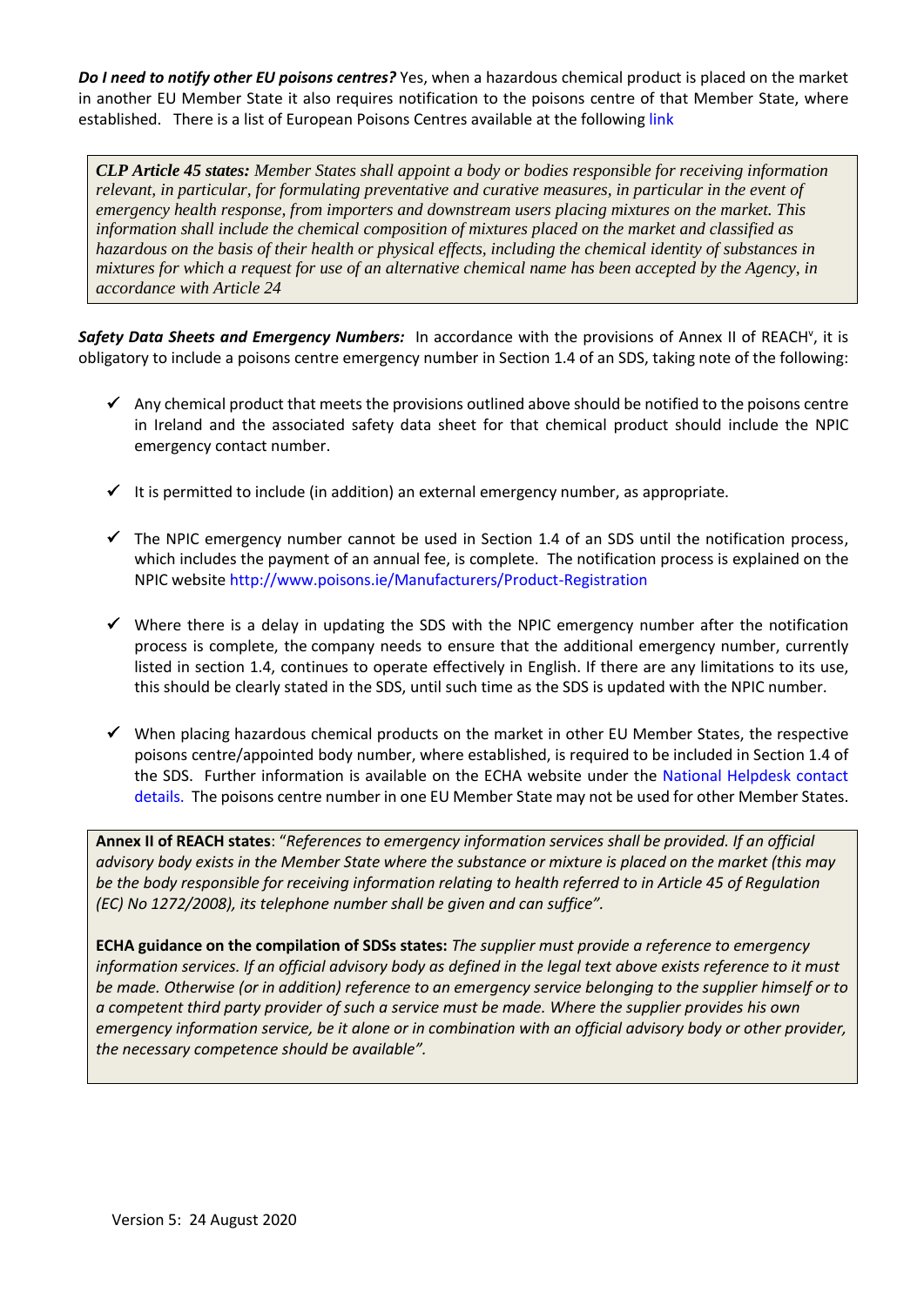***Do I need to notify other EU poisons centres?*** Yes, when a hazardous chemical product is placed on the market in another EU Member State it also requires notification to the poisons centre of that Member State, where established. There is a list of European Poisons Centres available at the following link

> ***CLP Article 45 states:*** *Member States shall appoint a body or bodies responsible for receiving information relevant, in particular, for formulating preventative and curative measures, in particular in the event of emergency health response, from importers and downstream users placing mixtures on the market. This information shall include the chemical composition of mixtures placed on the market and classified as hazardous on the basis of their health or physical effects, including the chemical identity of substances in mixtures for which a request for use of an alternative chemical name has been accepted by the Agency, in accordance with Article 24*

***Safety Data Sheets and Emergency Numbers:*** In accordance with the provisions of Annex II of REACH[v], it is obligatory to include a poisons centre emergency number in Section 1.4 of an SDS, taking note of the following:

- ✓ Any chemical product that meets the provisions outlined above should be notified to the poisons centre in Ireland and the associated safety data sheet for that chemical product should include the NPIC emergency contact number.
- ✓ It is permitted to include (in addition) an external emergency number, as appropriate.
- ✓ The NPIC emergency number cannot be used in Section 1.4 of an SDS until the notification process, which includes the payment of an annual fee, is complete. The notification process is explained on the NPIC website http://www.poisons.ie/Manufacturers/Product-Registration
- ✓ Where there is a delay in updating the SDS with the NPIC emergency number after the notification process is complete, the company needs to ensure that the additional emergency number, currently listed in section 1.4, continues to operate effectively in English. If there are any limitations to its use, this should be clearly stated in the SDS, until such time as the SDS is updated with the NPIC number.
- ✓ When placing hazardous chemical products on the market in other EU Member States, the respective poisons centre/appointed body number, where established, is required to be included in Section 1.4 of the SDS. Further information is available on the ECHA website under the National Helpdesk contact details. The poisons centre number in one EU Member State may not be used for other Member States.

> **Annex II of REACH states**: "*References to emergency information services shall be provided. If an official advisory body exists in the Member State where the substance or mixture is placed on the market (this may be the body responsible for receiving information relating to health referred to in Article 45 of Regulation (EC) No 1272/2008), its telephone number shall be given and can suffice".*
>
> **ECHA guidance on the compilation of SDSs states:** *The supplier must provide a reference to emergency information services. If an official advisory body as defined in the legal text above exists reference to it must be made. Otherwise (or in addition) reference to an emergency service belonging to the supplier himself or to a competent third party provider of such a service must be made. Where the supplier provides his own emergency information service, be it alone or in combination with an official advisory body or other provider, the necessary competence should be available".*

Version 5: 24 August 2020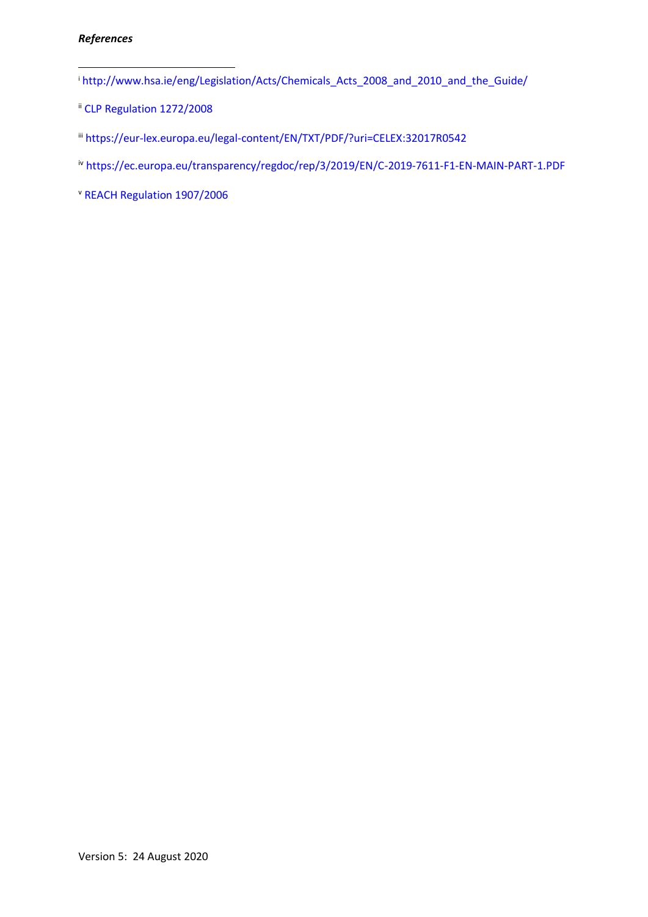***References***

[i] http://www.hsa.ie/eng/Legislation/Acts/Chemicals_Acts_2008_and_2010_and_the_Guide/

[ii] CLP Regulation 1272/2008

[iii] https://eur-lex.europa.eu/legal-content/EN/TXT/PDF/?uri=CELEX:32017R0542

[iv] https://ec.europa.eu/transparency/regdoc/rep/3/2019/EN/C-2019-7611-F1-EN-MAIN-PART-1.PDF

[v] REACH Regulation 1907/2006

Version 5: 24 August 2020